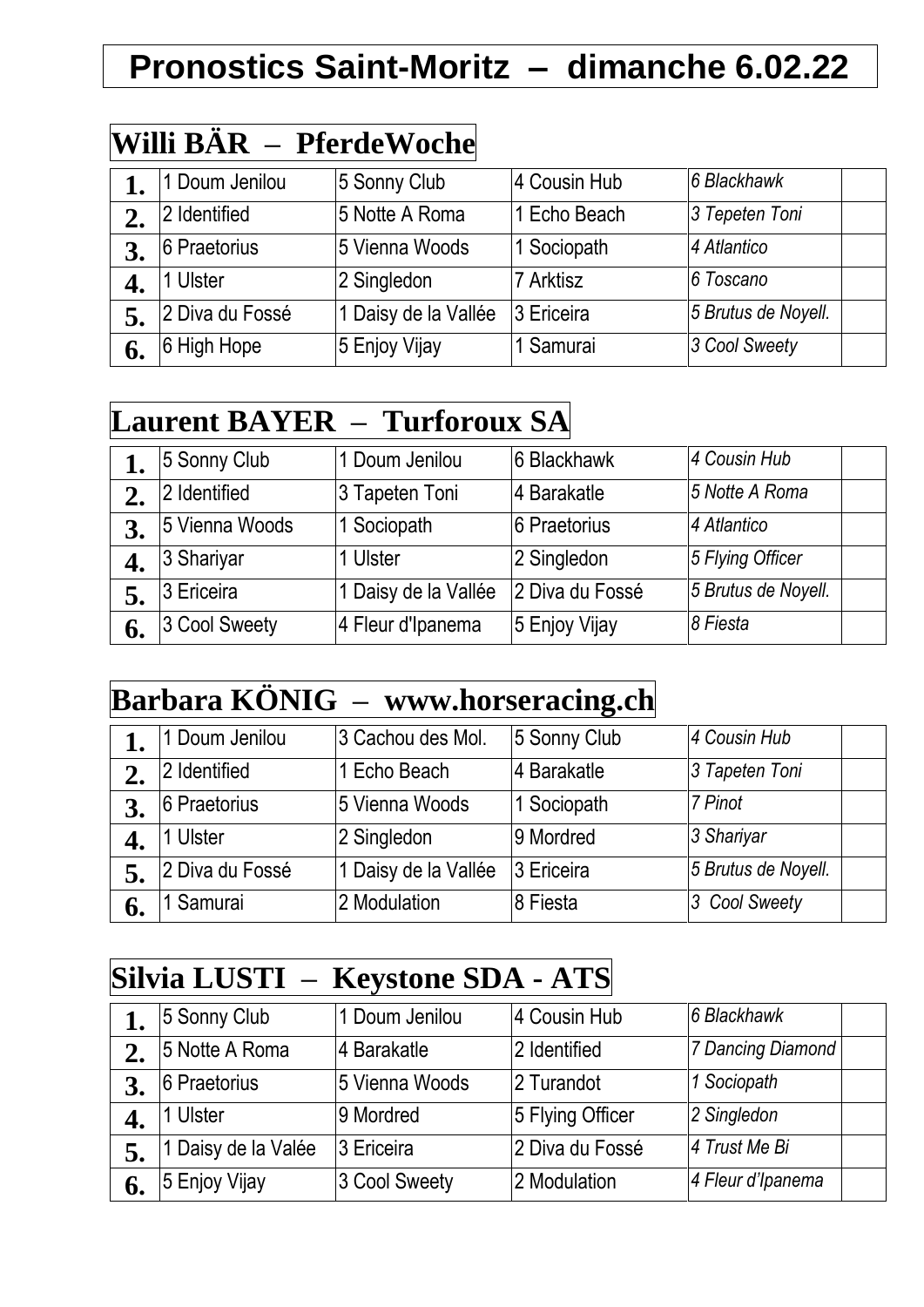# Pronostics Saint-Moritz – dimanche 6.02.22

## Willi BÄR – PferdeWoche

| | | | | | |
|---|---|---|---|---|---|
| **1.** | 1 Doum Jenilou | 5 Sonny Club | 4 Cousin Hub | *6 Blackhawk* | |
| **2.** | 2 Identified | 5 Notte A Roma | 1 Echo Beach | *3 Tepeten Toni* | |
| **3.** | 6 Praetorius | 5 Vienna Woods | 1 Sociopath | *4 Atlantico* | |
| **4.** | 1 Ulster | 2 Singledon | 7 Arktisz | *6 Toscano* | |
| **5.** | 2 Diva du Fossé | 1 Daisy de la Vallée | 3 Ericeira | *5 Brutus de Noyell.* | |
| **6.** | 6 High Hope | 5 Enjoy Vijay | 1 Samurai | *3 Cool Sweety* | |

## Laurent BAYER – Turforoux SA

| | | | | | |
|---|---|---|---|---|---|
| **1.** | 5 Sonny Club | 1 Doum Jenilou | 6 Blackhawk | *4 Cousin Hub* | |
| **2.** | 2 Identified | 3 Tapeten Toni | 4 Barakatle | *5 Notte A Roma* | |
| **3.** | 5 Vienna Woods | 1 Sociopath | 6 Praetorius | *4 Atlantico* | |
| **4.** | 3 Shariyar | 1 Ulster | 2 Singledon | *5 Flying Officer* | |
| **5.** | 3 Ericeira | 1 Daisy de la Vallée | 2 Diva du Fossé | *5 Brutus de Noyell.* | |
| **6.** | 3 Cool Sweety | 4 Fleur d'Ipanema | 5 Enjoy Vijay | *8 Fiesta* | |

## Barbara KÖNIG – www.horseracing.ch

| | | | | | |
|---|---|---|---|---|---|
| **1.** | 1 Doum Jenilou | 3 Cachou des Mol. | 5 Sonny Club | *4 Cousin Hub* | |
| **2.** | 2 Identified | 1 Echo Beach | 4 Barakatle | *3 Tapeten Toni* | |
| **3.** | 6 Praetorius | 5 Vienna Woods | 1 Sociopath | *7 Pinot* | |
| **4.** | 1 Ulster | 2 Singledon | 9 Mordred | *3 Shariyar* | |
| **5.** | 2 Diva du Fossé | 1 Daisy de la Vallée | 3 Ericeira | *5 Brutus de Noyell.* | |
| **6.** | 1 Samurai | 2 Modulation | 8 Fiesta | *3 Cool Sweety* | |

## Silvia LUSTI – Keystone SDA - ATS

| | | | | | |
|---|---|---|---|---|---|
| **1.** | 5 Sonny Club | 1 Doum Jenilou | 4 Cousin Hub | *6 Blackhawk* | |
| **2.** | 5 Notte A Roma | 4 Barakatle | 2 Identified | *7 Dancing Diamond* | |
| **3.** | 6 Praetorius | 5 Vienna Woods | 2 Turandot | *1 Sociopath* | |
| **4.** | 1 Ulster | 9 Mordred | 5 Flying Officer | *2 Singledon* | |
| **5.** | 1 Daisy de la Valée | 3 Ericeira | 2 Diva du Fossé | *4 Trust Me Bi* | |
| **6.** | 5 Enjoy Vijay | 3 Cool Sweety | 2 Modulation | *4 Fleur d'Ipanema* | |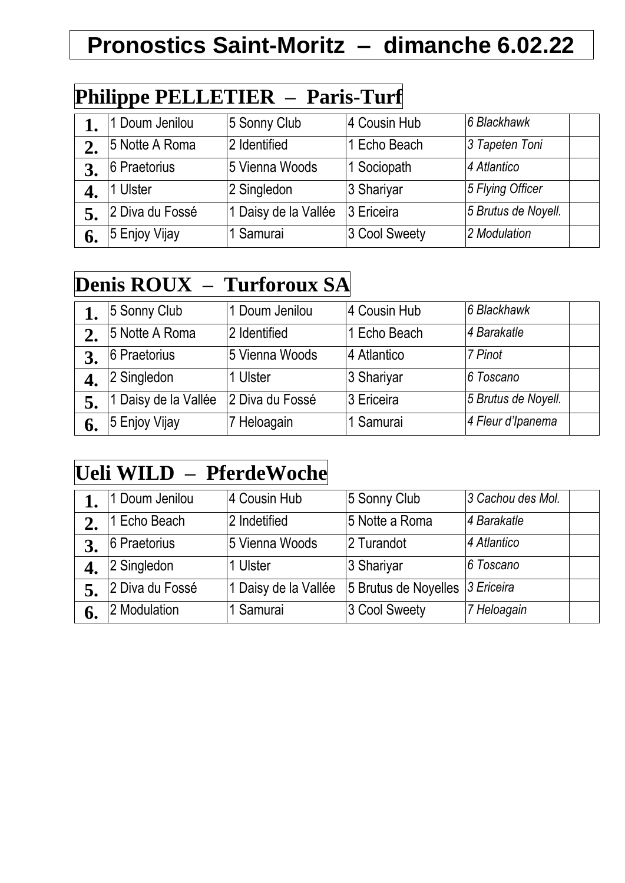# Pronostics Saint-Moritz – dimanche 6.02.22

## Philippe PELLETIER – Paris-Turf

| | | | | | |
|---|---|---|---|---|---|
| **1.** | 1 Doum Jenilou | 5 Sonny Club | 4 Cousin Hub | *6 Blackhawk* | |
| **2.** | 5 Notte A Roma | 2 Identified | 1 Echo Beach | *3 Tapeten Toni* | |
| **3.** | 6 Praetorius | 5 Vienna Woods | 1 Sociopath | *4 Atlantico* | |
| **4.** | 1 Ulster | 2 Singledon | 3 Shariyar | *5 Flying Officer* | |
| **5.** | 2 Diva du Fossé | 1 Daisy de la Vallée | 3 Ericeira | *5 Brutus de Noyell.* | |
| **6.** | 5 Enjoy Vijay | 1 Samurai | 3 Cool Sweety | *2 Modulation* | |

## Denis ROUX – Turforoux SA

| | | | | | |
|---|---|---|---|---|---|
| **1.** | 5 Sonny Club | 1 Doum Jenilou | 4 Cousin Hub | *6 Blackhawk* | |
| **2.** | 5 Notte A Roma | 2 Identified | 1 Echo Beach | *4 Barakatle* | |
| **3.** | 6 Praetorius | 5 Vienna Woods | 4 Atlantico | *7 Pinot* | |
| **4.** | 2 Singledon | 1 Ulster | 3 Shariyar | *6 Toscano* | |
| **5.** | 1 Daisy de la Vallée | 2 Diva du Fossé | 3 Ericeira | *5 Brutus de Noyell.* | |
| **6.** | 5 Enjoy Vijay | 7 Heloagain | 1 Samurai | *4 Fleur d'Ipanema* | |

## Ueli WILD – PferdeWoche

| | | | | | |
|---|---|---|---|---|---|
| **1.** | 1 Doum Jenilou | 4 Cousin Hub | 5 Sonny Club | *3 Cachou des Mol.* | |
| **2.** | 1 Echo Beach | 2 Indetified | 5 Notte a Roma | *4 Barakatle* | |
| **3.** | 6 Praetorius | 5 Vienna Woods | 2 Turandot | *4 Atlantico* | |
| **4.** | 2 Singledon | 1 Ulster | 3 Shariyar | *6 Toscano* | |
| **5.** | 2 Diva du Fossé | 1 Daisy de la Vallée | 5 Brutus de Noyelles | *3 Ericeira* | |
| **6.** | 2 Modulation | 1 Samurai | 3 Cool Sweety | *7 Heloagain* | |